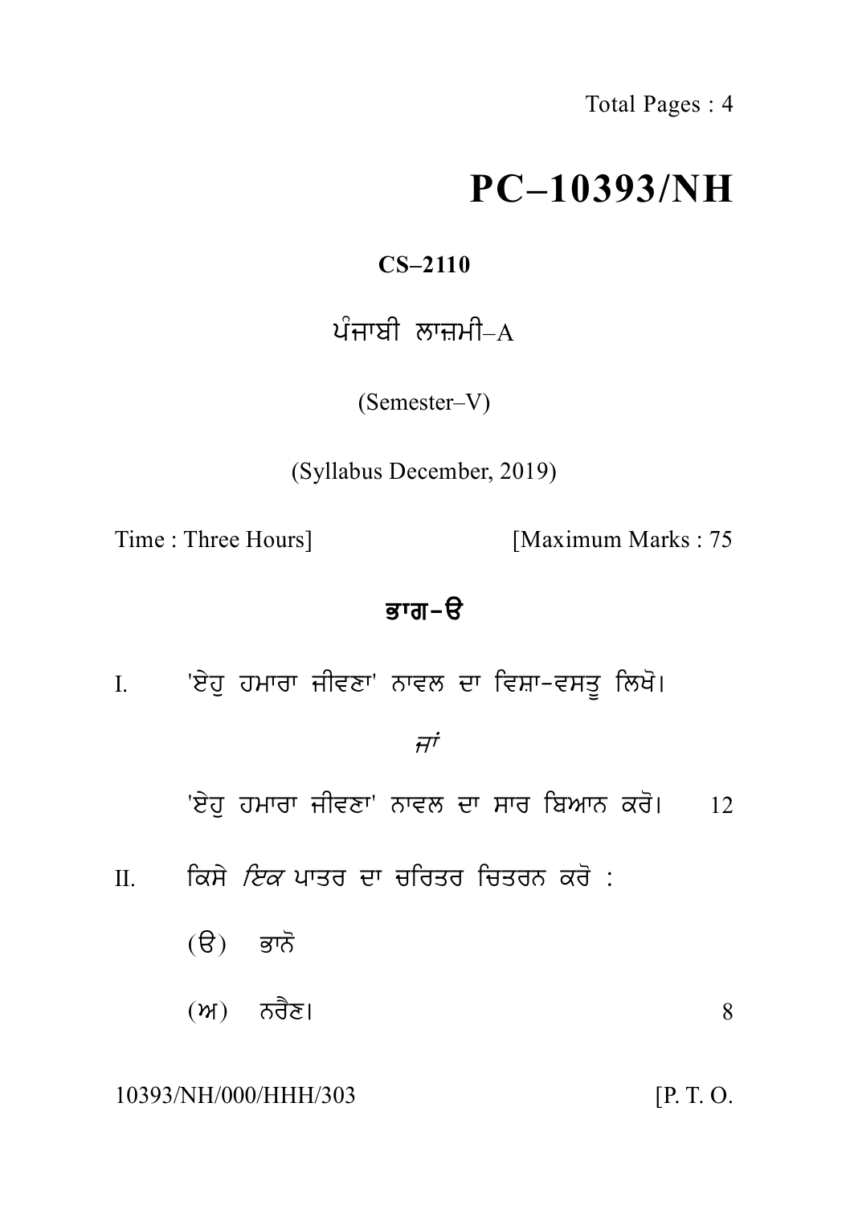Total Pages : 4

# PC–10393/NH

**CS–2110**

ਪੰਜਾਬੀ ਲਾਜ਼ਮੀ–A

(Semester–V)

(Syllabus December, 2019)

Time : Three Hours] [Maximum Marks : 75

## ਭਾਗ–ੳ

I. 'ਏਹੁ ਹਮਾਰਾ ਜੀਵਣਾ' ਨਾਵਲ ਦਾ ਵਿਸ਼ਾ–ਵਸਤੂ ਲਿਖੋ।

*ਜਾਂ*

'ਏਹੁ ਹਮਾਰਾ ਜੀਵਣਾ' ਨਾਵਲ ਦਾ ਸਾਰ ਬਿਆਨ ਕਰੋ। 12

II. ਕਿਸੇ *ਇਕ* ਪਾਤਰ ਦਾ ਚਰਿਤਰ ਚਿਤਰਨ ਕਰੋ :

(ੳ) ਭਾਨੋ

(ਅ) ਨਰੈਣ। 8

10393/NH/000/HHH/303 [P. T. O.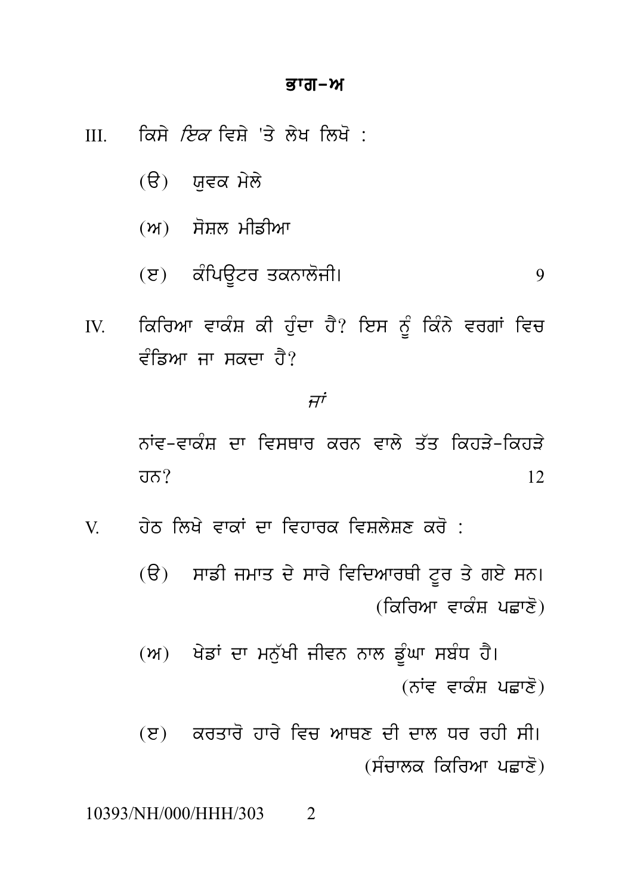## ਭਾਗ–ਅ

III. ਕਿਸੇ *ਇਕ* ਵਿਸ਼ੇ 'ਤੇ ਲੇਖ ਲਿਖੋ :

(ੳ) ਯੁਵਕ ਮੇਲੇ

(ਅ) ਸੋਸ਼ਲ ਮੀਡੀਆ

(ੲ) ਕੰਪਿਊਟਰ ਤਕਨਾਲੋਜੀ। 9

IV. ਕਿਰਿਆ ਵਾਕੰਸ਼ ਕੀ ਹੁੰਦਾ ਹੈ? ਇਸ ਨੂੰ ਕਿੰਨੇ ਵਰਗਾਂ ਵਿਚ ਵੰਡਿਆ ਜਾ ਸਕਦਾ ਹੈ?

*ਜਾਂ*

ਨਾਂਵ-ਵਾਕੰਸ਼ ਦਾ ਵਿਸਥਾਰ ਕਰਨ ਵਾਲੇ ਤੱਤ ਕਿਹੜੇ-ਕਿਹੜੇ ਹਨ? 12

V. ਹੇਠ ਲਿਖੇ ਵਾਕਾਂ ਦਾ ਵਿਹਾਰਕ ਵਿਸ਼ਲੇਸ਼ਣ ਕਰੋ :

(ੳ) ਸਾਡੀ ਜਮਾਤ ਦੇ ਸਾਰੇ ਵਿਦਿਆਰਥੀ ਟੂਰ ਤੇ ਗਏ ਸਨ। (ਕਿਰਿਆ ਵਾਕੰਸ਼ ਪਛਾਣੋ)

(ਅ) ਖੇਡਾਂ ਦਾ ਮਨੁੱਖੀ ਜੀਵਨ ਨਾਲ ਡੂੰਘਾ ਸਬੰਧ ਹੈ। (ਨਾਂਵ ਵਾਕੰਸ਼ ਪਛਾਣੋ)

(ੲ) ਕਰਤਾਰੋ ਹਾਰੇ ਵਿਚ ਆਥਣ ਦੀ ਦਾਲ ਧਰ ਰਹੀ ਸੀ। (ਸੰਚਾਲਕ ਕਿਰਿਆ ਪਛਾਣੋ)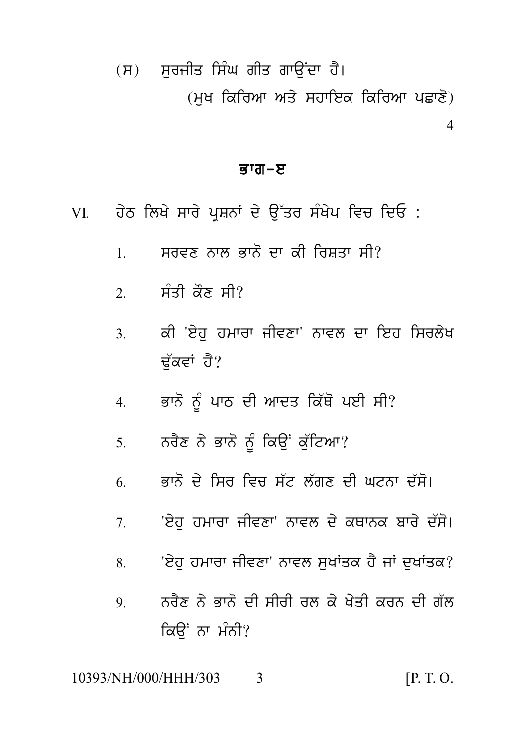(ਸ) ਸੁਰਜੀਤ ਸਿੰਘ ਗੀਤ ਗਾਉਂਦਾ ਹੈ।

(ਮੁਖ ਕਿਰਿਆ ਅਤੇ ਸਹਾਇਕ ਕਿਰਿਆ ਪਛਾਣੋ)

4

## ਭਾਗ–ੲ

VI. ਹੇਠ ਲਿਖੇ ਸਾਰੇ ਪ੍ਰਸ਼ਨਾਂ ਦੇ ਉੱਤਰ ਸੰਖੇਪ ਵਿਚ ਦਿਓ :

1. ਸਰਵਣ ਨਾਲ ਭਾਨੋ ਦਾ ਕੀ ਰਿਸ਼ਤਾ ਸੀ?
2. ਸੰਤੀ ਕੌਣ ਸੀ?
3. ਕੀ 'ਏਹੁ ਹਮਾਰਾ ਜੀਵਣਾ' ਨਾਵਲ ਦਾ ਇਹ ਸਿਰਲੇਖ ਢੁੱਕਵਾਂ ਹੈ?
4. ਭਾਨੋ ਨੂੰ ਪਾਠ ਦੀ ਆਦਤ ਕਿੱਥੋ ਪਈ ਸੀ?
5. ਨਰੈਣ ਨੇ ਭਾਨੋ ਨੂੰ ਕਿਉਂ ਕੁੱਟਿਆ?
6. ਭਾਨੋ ਦੇ ਸਿਰ ਵਿਚ ਸੱਟ ਲੱਗਣ ਦੀ ਘਟਨਾ ਦੱਸੋ।
7. 'ਏਹੁ ਹਮਾਰਾ ਜੀਵਣਾ' ਨਾਵਲ ਦੇ ਕਥਾਨਕ ਬਾਰੇ ਦੱਸੋ।
8. 'ਏਹੁ ਹਮਾਰਾ ਜੀਵਣਾ' ਨਾਵਲ ਸੁਖਾਂਤਕ ਹੈ ਜਾਂ ਦੁਖਾਂਤਕ?
9. ਨਰੈਣ ਨੇ ਭਾਨੋ ਦੀ ਸੀਰੀ ਰਲ ਕੇ ਖੇਤੀ ਕਰਨ ਦੀ ਗੱਲ ਕਿਉਂ ਨਾ ਮੰਨੀ?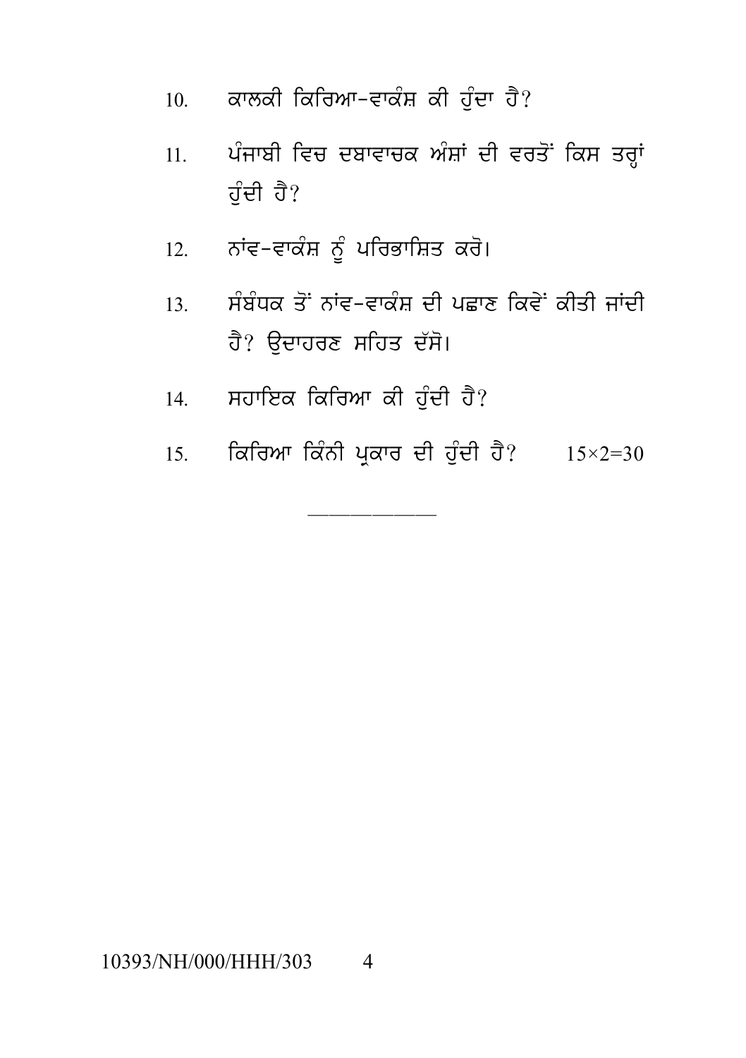10. ਕਾਲਕੀ ਕਿਰਿਆ-ਵਾਕੰਸ਼ ਕੀ ਹੁੰਦਾ ਹੈ?

11. ਪੰਜਾਬੀ ਵਿਚ ਦਬਾਵਾਚਕ ਅੰਸ਼ਾਂ ਦੀ ਵਰਤੋਂ ਕਿਸ ਤਰ੍ਹਾਂ ਹੁੰਦੀ ਹੈ?

12. ਨਾਂਵ-ਵਾਕੰਸ਼ ਨੂੰ ਪਰਿਭਾਸ਼ਿਤ ਕਰੋ।

13. ਸੰਬੰਧਕ ਤੋਂ ਨਾਂਵ-ਵਾਕੰਸ਼ ਦੀ ਪਛਾਣ ਕਿਵੇਂ ਕੀਤੀ ਜਾਂਦੀ ਹੈ? ਉਦਾਹਰਣ ਸਹਿਤ ਦੱਸੋ।

14. ਸਹਾਇਕ ਕਿਰਿਆ ਕੀ ਹੁੰਦੀ ਹੈ?

15. ਕਿਰਿਆ ਕਿੰਨੀ ਪ੍ਰਕਾਰ ਦੀ ਹੁੰਦੀ ਹੈ? $15 \times 2 = 30$

---

10393/NH/000/HHH/303